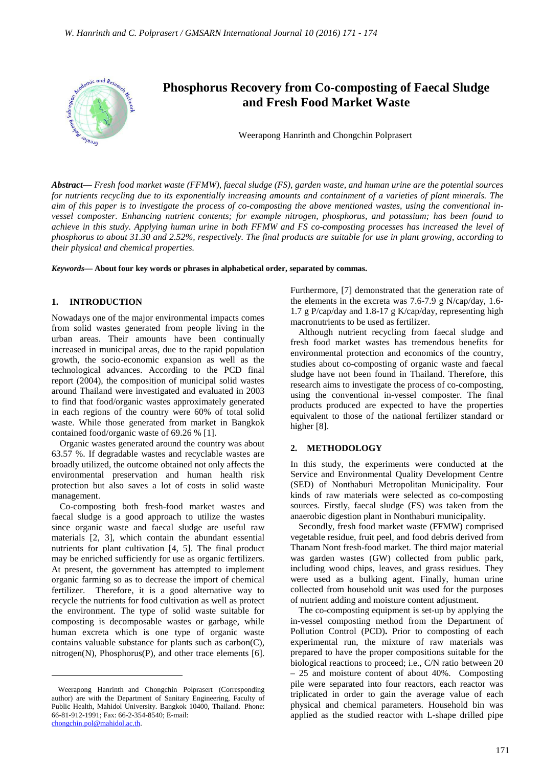# Phosphorus Recovery from Co-composting of Faecal Sludge and Fresh Food Market Waste

Weerapong Hanrinth and Chongchin Polprasert

***Abstract*— *Fresh food market waste (FFMW), faecal sludge (FS), garden waste, and human urine are the potential sources for nutrients recycling due to its exponentially increasing amounts and containment of a varieties of plant minerals. The aim of this paper is to investigate the process of co-composting the above mentioned wastes, using the conventional in-vessel composter. Enhancing nutrient contents; for example nitrogen, phosphorus, and potassium; has been found to achieve in this study. Applying human urine in both FFMW and FS co-composting processes has increased the level of phosphorus to about 31.30 and 2.52%, respectively. The final products are suitable for use in plant growing, according to their physical and chemical properties.***

***Keywords*— About four key words or phrases in alphabetical order, separated by commas.**

## 1. INTRODUCTION

Nowadays one of the major environmental impacts comes from solid wastes generated from people living in the urban areas. Their amounts have been continually increased in municipal areas, due to the rapid population growth, the socio-economic expansion as well as the technological advances. According to the PCD final report (2004), the composition of municipal solid wastes around Thailand were investigated and evaluated in 2003 to find that food/organic wastes approximately generated in each regions of the country were 60% of total solid waste. While those generated from market in Bangkok contained food/organic waste of 69.26 % [1].

Organic wastes generated around the country was about 63.57 %. If degradable wastes and recyclable wastes are broadly utilized, the outcome obtained not only affects the environmental preservation and human health risk protection but also saves a lot of costs in solid waste management.

Co-composting both fresh-food market wastes and faecal sludge is a good approach to utilize the wastes since organic waste and faecal sludge are useful raw materials [2, 3], which contain the abundant essential nutrients for plant cultivation [4, 5]. The final product may be enriched sufficiently for use as organic fertilizers. At present, the government has attempted to implement organic farming so as to decrease the import of chemical fertilizer. Therefore, it is a good alternative way to recycle the nutrients for food cultivation as well as protect the environment. The type of solid waste suitable for composting is decomposable wastes or garbage, while human excreta which is one type of organic waste contains valuable substance for plants such as carbon(C), nitrogen(N), Phosphorus(P), and other trace elements [6]. Furthermore, [7] demonstrated that the generation rate of the elements in the excreta was 7.6-7.9 g N/cap/day, 1.6-1.7 g P/cap/day and 1.8-17 g K/cap/day, representing high macronutrients to be used as fertilizer.

Although nutrient recycling from faecal sludge and fresh food market wastes has tremendous benefits for environmental protection and economics of the country, studies about co-composting of organic waste and faecal sludge have not been found in Thailand. Therefore, this research aims to investigate the process of co-composting, using the conventional in-vessel composter. The final products produced are expected to have the properties equivalent to those of the national fertilizer standard or higher [8].

## 2. METHODOLOGY

In this study, the experiments were conducted at the Service and Environmental Quality Development Centre (SED) of Nonthaburi Metropolitan Municipality. Four kinds of raw materials were selected as co-composting sources. Firstly, faecal sludge (FS) was taken from the anaerobic digestion plant in Nonthaburi municipality.

Secondly, fresh food market waste (FFMW) comprised vegetable residue, fruit peel, and food debris derived from Thanam Nont fresh-food market. The third major material was garden wastes (GW) collected from public park, including wood chips, leaves, and grass residues. They were used as a bulking agent. Finally, human urine collected from household unit was used for the purposes of nutrient adding and moisture content adjustment.

The co-composting equipment is set-up by applying the in-vessel composting method from the Department of Pollution Control (PCD)**.** Prior to composting of each experimental run, the mixture of raw materials was prepared to have the proper compositions suitable for the biological reactions to proceed; i.e., C/N ratio between 20 – 25 and moisture content of about 40%. Composting pile were separated into four reactors, each reactor was triplicated in order to gain the average value of each physical and chemical parameters. Household bin was applied as the studied reactor with L-shape drilled pipe

Weerapong Hanrinth and Chongchin Polprasert (Corresponding author) are with the Department of Sanitary Engineering, Faculty of Public Health, Mahidol University. Bangkok 10400, Thailand. Phone: 66-81-912-1991; Fax: 66-2-354-8540; E-mail: chongchin.pol@mahidol.ac.th.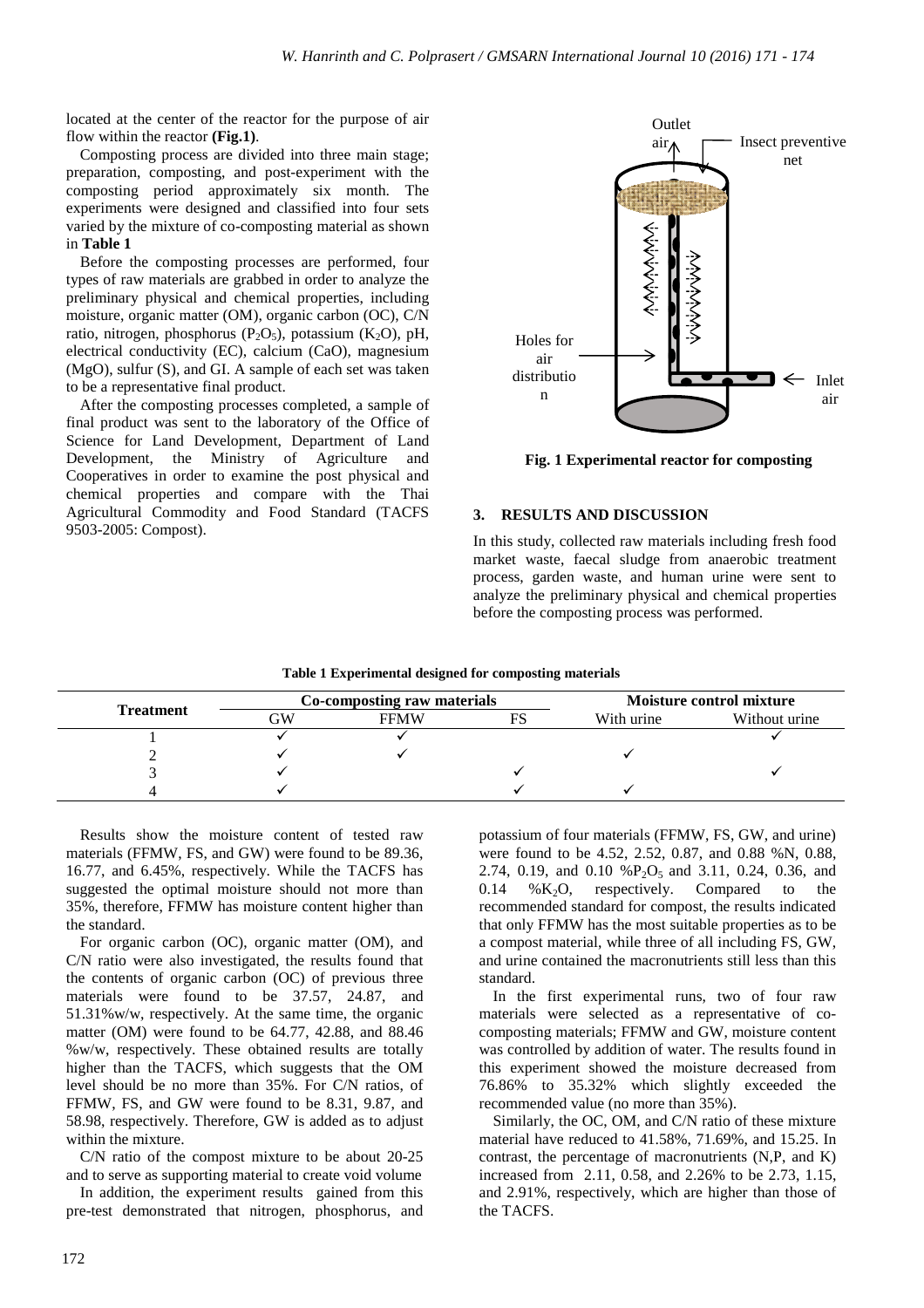located at the center of the reactor for the purpose of air flow within the reactor **(Fig.1)**.

Composting process are divided into three main stage; preparation, composting, and post-experiment with the composting period approximately six month. The experiments were designed and classified into four sets varied by the mixture of co-composting material as shown in **Table 1**

Before the composting processes are performed, four types of raw materials are grabbed in order to analyze the preliminary physical and chemical properties, including moisture, organic matter (OM), organic carbon (OC), C/N ratio, nitrogen, phosphorus ($P_2O_5$), potassium ($K_2O$), pH, electrical conductivity (EC), calcium (CaO), magnesium (MgO), sulfur (S), and GI. A sample of each set was taken to be a representative final product.

After the composting processes completed, a sample of final product was sent to the laboratory of the Office of Science for Land Development, Department of Land Development, the Ministry of Agriculture and Cooperatives in order to examine the post physical and chemical properties and compare with the Thai Agricultural Commodity and Food Standard (TACFS 9503-2005: Compost).

Outlet air

Insect preventive net

Holes for air distribution

Inlet air

**Fig. 1 Experimental reactor for composting**

## 3. RESULTS AND DISCUSSION

In this study, collected raw materials including fresh food market waste, faecal sludge from anaerobic treatment process, garden waste, and human urine were sent to analyze the preliminary physical and chemical properties before the composting process was performed.

**Table 1 Experimental designed for composting materials**

| Treatment | Co-composting raw materials | | | Moisture control mixture | |
|---|---|---|---|---|---|
| | GW | FFMW | FS | With urine | Without urine |
| 1 | ✓ | ✓ | | | ✓ |
| 2 | ✓ | ✓ | | ✓ | |
| 3 | ✓ | | ✓ | | ✓ |
| 4 | ✓ | | ✓ | ✓ | |

Results show the moisture content of tested raw materials (FFMW, FS, and GW) were found to be 89.36, 16.77, and 6.45%, respectively. While the TACFS has suggested the optimal moisture should not more than 35%, therefore, FFMW has moisture content higher than the standard.

For organic carbon (OC), organic matter (OM), and C/N ratio were also investigated, the results found that the contents of organic carbon (OC) of previous three materials were found to be 37.57, 24.87, and 51.31%w/w, respectively. At the same time, the organic matter (OM) were found to be 64.77, 42.88, and 88.46 %w/w, respectively. These obtained results are totally higher than the TACFS, which suggests that the OM level should be no more than 35%. For C/N ratios, of FFMW, FS, and GW were found to be 8.31, 9.87, and 58.98, respectively. Therefore, GW is added as to adjust within the mixture.

C/N ratio of the compost mixture to be about 20-25 and to serve as supporting material to create void volume

In addition, the experiment results gained from this pre-test demonstrated that nitrogen, phosphorus, and potassium of four materials (FFMW, FS, GW, and urine) were found to be 4.52, 2.52, 0.87, and 0.88 %N, 0.88, 2.74, 0.19, and 0.10 %$P_2O_5$ and 3.11, 0.24, 0.36, and 0.14 %$K_2O$, respectively. Compared to the recommended standard for compost, the results indicated that only FFMW has the most suitable properties as to be a compost material, while three of all including FS, GW, and urine contained the macronutrients still less than this standard.

In the first experimental runs, two of four raw materials were selected as a representative of co-composting materials; FFMW and GW, moisture content was controlled by addition of water. The results found in this experiment showed the moisture decreased from 76.86% to 35.32% which slightly exceeded the recommended value (no more than 35%).

Similarly, the OC, OM, and C/N ratio of these mixture material have reduced to 41.58%, 71.69%, and 15.25. In contrast, the percentage of macronutrients (N,P, and K) increased from 2.11, 0.58, and 2.26% to be 2.73, 1.15, and 2.91%, respectively, which are higher than those of the TACFS.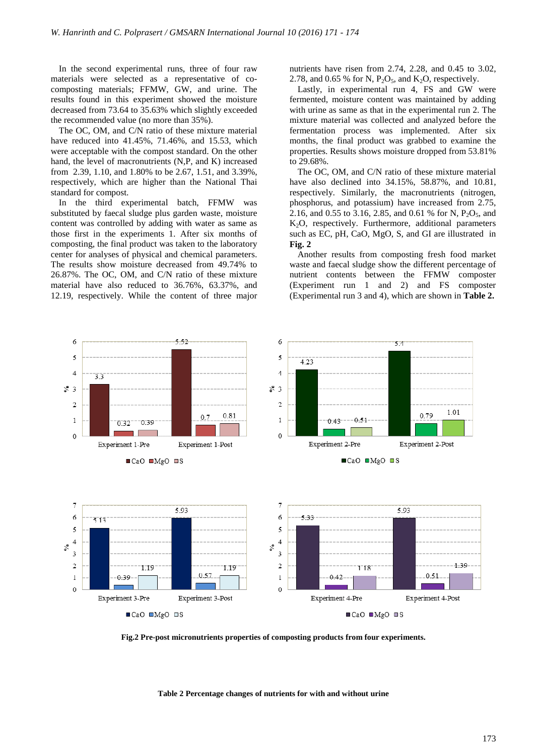In the second experimental runs, three of four raw materials were selected as a representative of co-composting materials; FFMW, GW, and urine. The results found in this experiment showed the moisture decreased from 73.64 to 35.63% which slightly exceeded the recommended value (no more than 35%).

The OC, OM, and C/N ratio of these mixture material have reduced into 41.45%, 71.46%, and 15.53, which were acceptable with the compost standard. On the other hand, the level of macronutrients (N,P, and K) increased from 2.39, 1.10, and 1.80% to be 2.67, 1.51, and 3.39%, respectively, which are higher than the National Thai standard for compost.

In the third experimental batch, FFMW was substituted by faecal sludge plus garden waste, moisture content was controlled by adding with water as same as those first in the experiments 1. After six months of composting, the final product was taken to the laboratory center for analyses of physical and chemical parameters. The results show moisture decreased from 49.74% to 26.87%. The OC, OM, and C/N ratio of these mixture material have also reduced to 36.76%, 63.37%, and 12.19, respectively. While the content of three major nutrients have risen from 2.74, 2.28, and 0.45 to 3.02, 2.78, and 0.65 % for N, $P_2O_5$, and $K_2O$, respectively.

Lastly, in experimental run 4, FS and GW were fermented, moisture content was maintained by adding with urine as same as that in the experimental run 2. The mixture material was collected and analyzed before the fermentation process was implemented. After six months, the final product was grabbed to examine the properties. Results shows moisture dropped from 53.81% to 29.68%.

The OC, OM, and C/N ratio of these mixture material have also declined into 34.15%, 58.87%, and 10.81, respectively. Similarly, the macronutrients (nitrogen, phosphorus, and potassium) have increased from 2.75, 2.16, and 0.55 to 3.16, 2.85, and 0.61 % for N, $P_2O_5$, and $K_2O$, respectively. Furthermore, additional parameters such as EC, pH, CaO, MgO, S, and GI are illustrated in **Fig. 2**

Another results from composting fresh food market waste and faecal sludge show the different percentage of nutrient contents between the FFMW composter (Experiment run 1 and 2) and FS composter (Experimental run 3 and 4), which are shown in **Table 2.**

**Fig.2 Pre-post micronutrients properties of composting products from four experiments.**

**Table 2 Percentage changes of nutrients for with and without urine**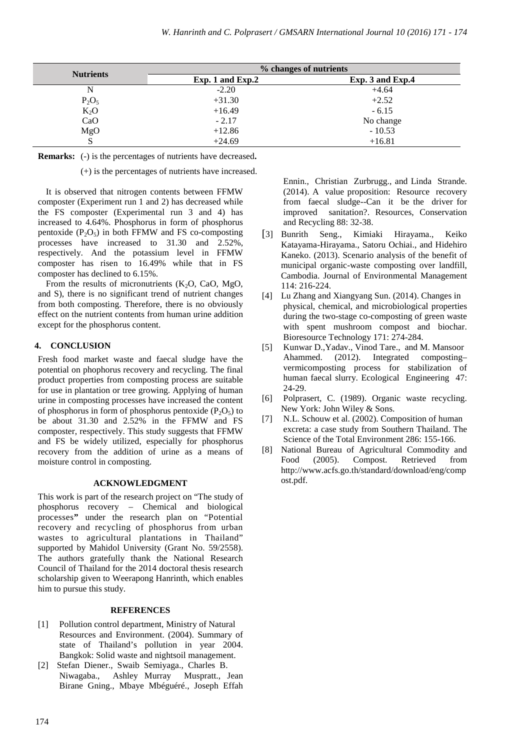| Nutrients | % changes of nutrients | |
|---|---|---|
| | Exp. 1 and Exp.2 | Exp. 3 and Exp.4 |
| N | -2.20 | +4.64 |
| $P_2O_5$ | +31.30 | +2.52 |
| $K_2O$ | +16.49 | - 6.15 |
| CaO | - 2.17 | No change |
| MgO | +12.86 | - 10.53 |
| S | +24.69 | +16.81 |

**Remarks:** (-) is the percentages of nutrients have decreased**.**

(+) is the percentages of nutrients have increased.

It is observed that nitrogen contents between FFMW composter (Experiment run 1 and 2) has decreased while the FS composter (Experimental run 3 and 4) has increased to 4.64%. Phosphorus in form of phosphorus pentoxide ($P_2O_5$) in both FFMW and FS co-composting processes have increased to 31.30 and 2.52%, respectively. And the potassium level in FFMW composter has risen to 16.49% while that in FS composter has declined to 6.15%.

From the results of micronutrients ($K_2O$, CaO, MgO, and S), there is no significant trend of nutrient changes from both composting. Therefore, there is no obviously effect on the nutrient contents from human urine addition except for the phosphorus content.

## 4. CONCLUSION

Fresh food market waste and faecal sludge have the potential on phophorus recovery and recycling. The final product properties from composting process are suitable for use in plantation or tree growing. Applying of human urine in composting processes have increased the content of phosphorus in form of phosphorus pentoxide ($P_2O_5$) to be about 31.30 and 2.52% in the FFMW and FS composter, respectively. This study suggests that FFMW and FS be widely utilized, especially for phosphorus recovery from the addition of urine as a means of moisture control in composting.

### ACKNOWLEDGMENT

This work is part of the research project on "The study of phosphorus recovery – Chemical and biological processes**"** under the research plan on "Potential recovery and recycling of phosphorus from urban wastes to agricultural plantations in Thailand" supported by Mahidol University (Grant No. 59/2558). The authors gratefully thank the National Research Council of Thailand for the 2014 doctoral thesis research scholarship given to Weerapong Hanrinth, which enables him to pursue this study.

### REFERENCES

[1] Pollution control department, Ministry of Natural Resources and Environment. (2004). Summary of state of Thailand's pollution in year 2004. Bangkok: Solid waste and nightsoil management.

[2] Stefan Diener., Swaib Semiyaga., Charles B. Niwagaba., Ashley Murray Muspratt., Jean Birane Gning., Mbaye Mbéguéré., Joseph Effah Ennin., Christian Zurbrugg., and Linda Strande. (2014). A value proposition: Resource recovery from faecal sludge--Can it be the driver for improved sanitation?. Resources, Conservation and Recycling 88: 32-38.

[3] Bunrith Seng., Kimiaki Hirayama., Keiko Katayama-Hirayama., Satoru Ochiai., and Hidehiro Kaneko. (2013). Scenario analysis of the benefit of municipal organic-waste composting over landfill, Cambodia. Journal of Environmental Management 114: 216-224.

[4] Lu Zhang and Xiangyang Sun. (2014). Changes in physical, chemical, and microbiological properties during the two-stage co-composting of green waste with spent mushroom compost and biochar. Bioresource Technology 171: 274-284.

[5] Kunwar D.,Yadav., Vinod Tare., and M. Mansoor Ahammed. (2012). Integrated composting–vermicomposting process for stabilization of human faecal slurry. Ecological Engineering 47: 24-29.

[6] Polprasert, C. (1989). Organic waste recycling. New York: John Wiley & Sons.

[7] N.L. Schouw et al. (2002). Composition of human excreta: a case study from Southern Thailand. The Science of the Total Environment 286: 155-166.

[8] National Bureau of Agricultural Commodity and Food (2005). Compost. Retrieved from http://www.acfs.go.th/standard/download/eng/compost.pdf.